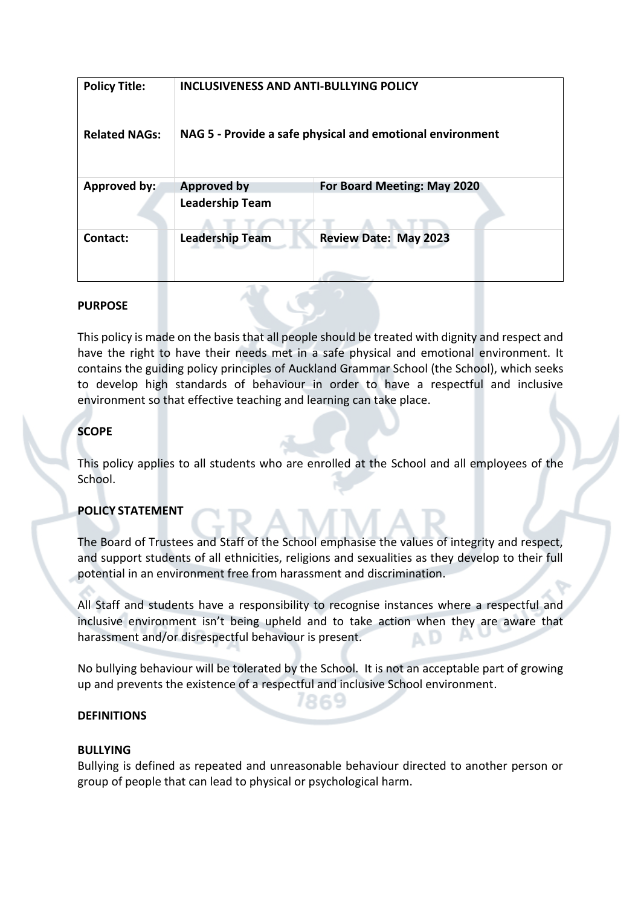| | | |
|---|---|---|
| **Policy Title:** | **INCLUSIVENESS AND ANTI-BULLYING POLICY** | |
| **Related NAGs:** | **NAG 5 - Provide a safe physical and emotional environment** | |
| **Approved by:** | **Approved by Leadership Team** | **For Board Meeting: May 2020** |
| **Contact:** | **Leadership Team** | **Review Date: May 2023** |

**PURPOSE**

This policy is made on the basis that all people should be treated with dignity and respect and have the right to have their needs met in a safe physical and emotional environment. It contains the guiding policy principles of Auckland Grammar School (the School), which seeks to develop high standards of behaviour in order to have a respectful and inclusive environment so that effective teaching and learning can take place.

**SCOPE**

This policy applies to all students who are enrolled at the School and all employees of the School.

**POLICY STATEMENT**

The Board of Trustees and Staff of the School emphasise the values of integrity and respect, and support students of all ethnicities, religions and sexualities as they develop to their full potential in an environment free from harassment and discrimination.

All Staff and students have a responsibility to recognise instances where a respectful and inclusive environment isn't being upheld and to take action when they are aware that harassment and/or disrespectful behaviour is present.

No bullying behaviour will be tolerated by the School. It is not an acceptable part of growing up and prevents the existence of a respectful and inclusive School environment.

**DEFINITIONS**

**BULLYING**
Bullying is defined as repeated and unreasonable behaviour directed to another person or group of people that can lead to physical or psychological harm.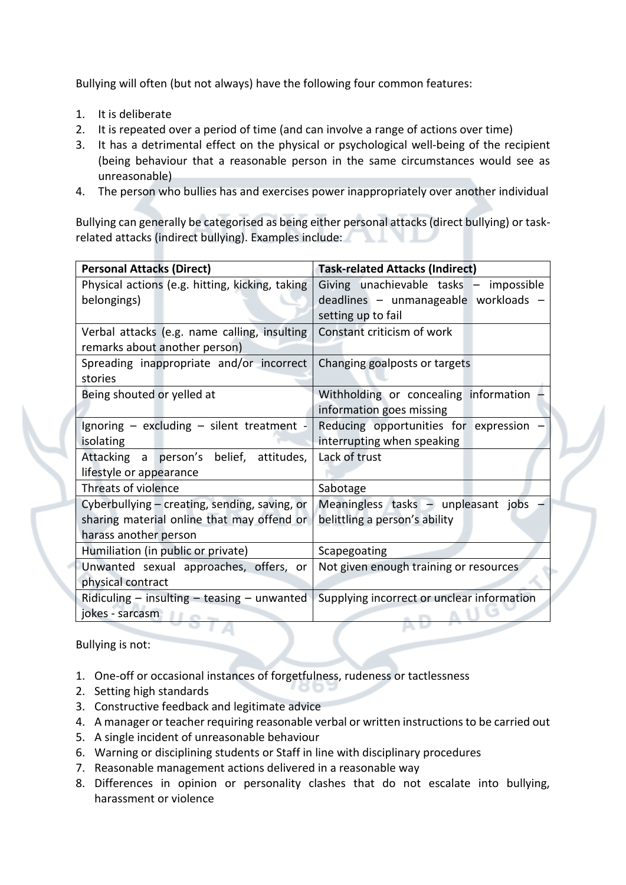Bullying will often (but not always) have the following four common features:

1. It is deliberate
2. It is repeated over a period of time (and can involve a range of actions over time)
3. It has a detrimental effect on the physical or psychological well-being of the recipient (being behaviour that a reasonable person in the same circumstances would see as unreasonable)
4. The person who bullies has and exercises power inappropriately over another individual

Bullying can generally be categorised as being either personal attacks (direct bullying) or task-related attacks (indirect bullying). Examples include:

| **Personal Attacks (Direct)** | **Task-related Attacks (Indirect)** |
|---|---|
| Physical actions (e.g. hitting, kicking, taking belongings) | Giving unachievable tasks – impossible deadlines – unmanageable workloads – setting up to fail |
| Verbal attacks (e.g. name calling, insulting remarks about another person) | Constant criticism of work |
| Spreading inappropriate and/or incorrect stories | Changing goalposts or targets |
| Being shouted or yelled at | Withholding or concealing information – information goes missing |
| Ignoring – excluding – silent treatment - isolating | Reducing opportunities for expression – interrupting when speaking |
| Attacking a person's belief, attitudes, lifestyle or appearance | Lack of trust |
| Threats of violence | Sabotage |
| Cyberbullying – creating, sending, saving, or sharing material online that may offend or harass another person | Meaningless tasks – unpleasant jobs – belittling a person's ability |
| Humiliation (in public or private) | Scapegoating |
| Unwanted sexual approaches, offers, or physical contract | Not given enough training or resources |
| Ridiculing – insulting – teasing – unwanted jokes - sarcasm | Supplying incorrect or unclear information |

Bullying is not:

1. One-off or occasional instances of forgetfulness, rudeness or tactlessness
2. Setting high standards
3. Constructive feedback and legitimate advice
4. A manager or teacher requiring reasonable verbal or written instructions to be carried out
5. A single incident of unreasonable behaviour
6. Warning or disciplining students or Staff in line with disciplinary procedures
7. Reasonable management actions delivered in a reasonable way
8. Differences in opinion or personality clashes that do not escalate into bullying, harassment or violence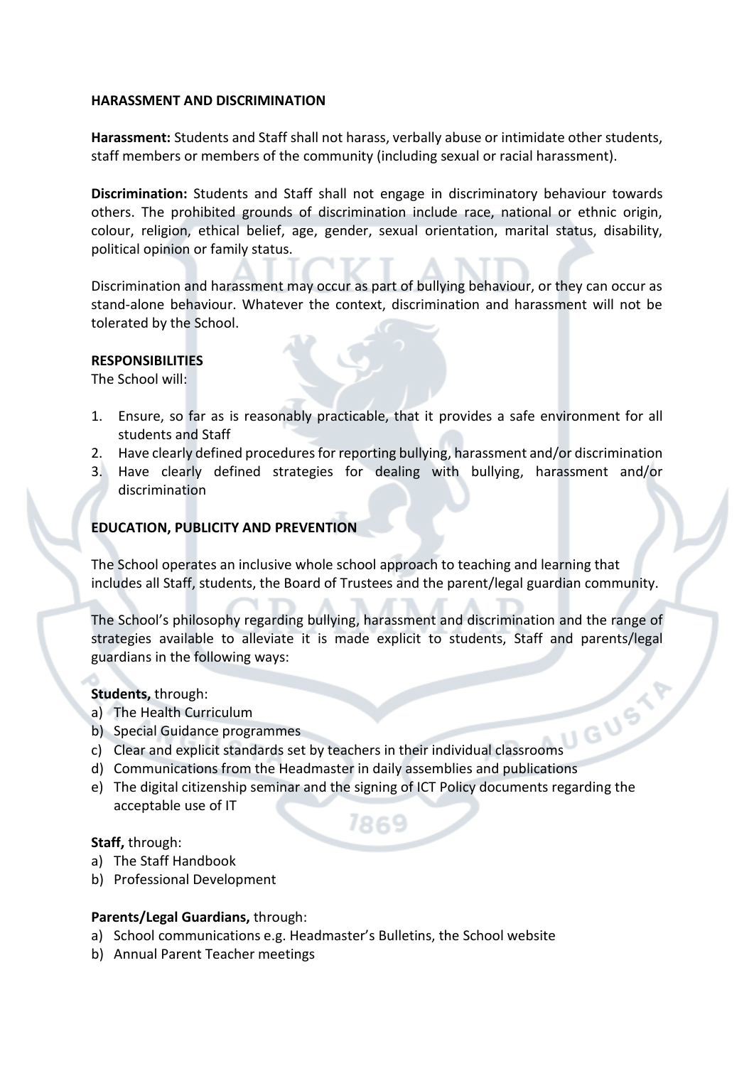## HARASSMENT AND DISCRIMINATION

**Harassment:** Students and Staff shall not harass, verbally abuse or intimidate other students, staff members or members of the community (including sexual or racial harassment).

**Discrimination:** Students and Staff shall not engage in discriminatory behaviour towards others. The prohibited grounds of discrimination include race, national or ethnic origin, colour, religion, ethical belief, age, gender, sexual orientation, marital status, disability, political opinion or family status.

Discrimination and harassment may occur as part of bullying behaviour, or they can occur as stand-alone behaviour. Whatever the context, discrimination and harassment will not be tolerated by the School.

## RESPONSIBILITIES

The School will:

1. Ensure, so far as is reasonably practicable, that it provides a safe environment for all students and Staff
2. Have clearly defined procedures for reporting bullying, harassment and/or discrimination
3. Have clearly defined strategies for dealing with bullying, harassment and/or discrimination

## EDUCATION, PUBLICITY AND PREVENTION

The School operates an inclusive whole school approach to teaching and learning that includes all Staff, students, the Board of Trustees and the parent/legal guardian community.

The School's philosophy regarding bullying, harassment and discrimination and the range of strategies available to alleviate it is made explicit to students, Staff and parents/legal guardians in the following ways:

**Students,** through:

a) The Health Curriculum
b) Special Guidance programmes
c) Clear and explicit standards set by teachers in their individual classrooms
d) Communications from the Headmaster in daily assemblies and publications
e) The digital citizenship seminar and the signing of ICT Policy documents regarding the acceptable use of IT

**Staff,** through:

a) The Staff Handbook
b) Professional Development

**Parents/Legal Guardians,** through:

a) School communications e.g. Headmaster's Bulletins, the School website
b) Annual Parent Teacher meetings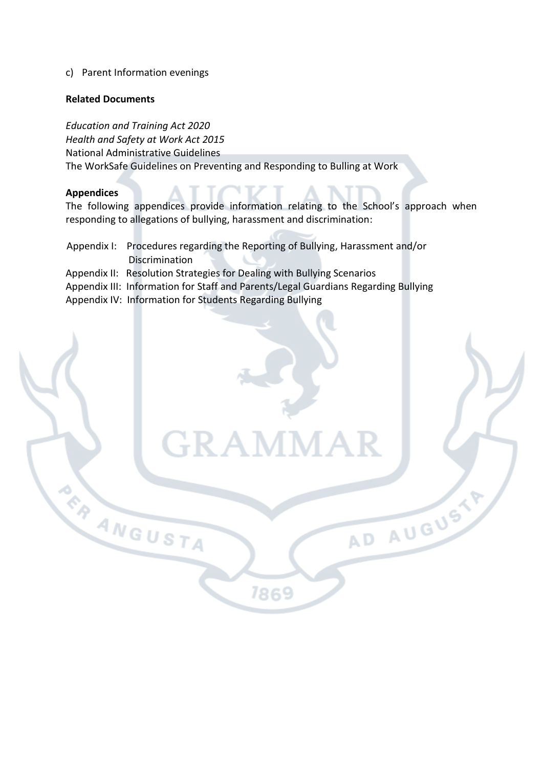c) Parent Information evenings

**Related Documents**

*Education and Training Act 2020*
*Health and Safety at Work Act 2015*
National Administrative Guidelines
The WorkSafe Guidelines on Preventing and Responding to Bulling at Work

**Appendices**

The following appendices provide information relating to the School's approach when responding to allegations of bullying, harassment and discrimination:

Appendix I: Procedures regarding the Reporting of Bullying, Harassment and/or Discrimination
Appendix II: Resolution Strategies for Dealing with Bullying Scenarios
Appendix III: Information for Staff and Parents/Legal Guardians Regarding Bullying
Appendix IV: Information for Students Regarding Bullying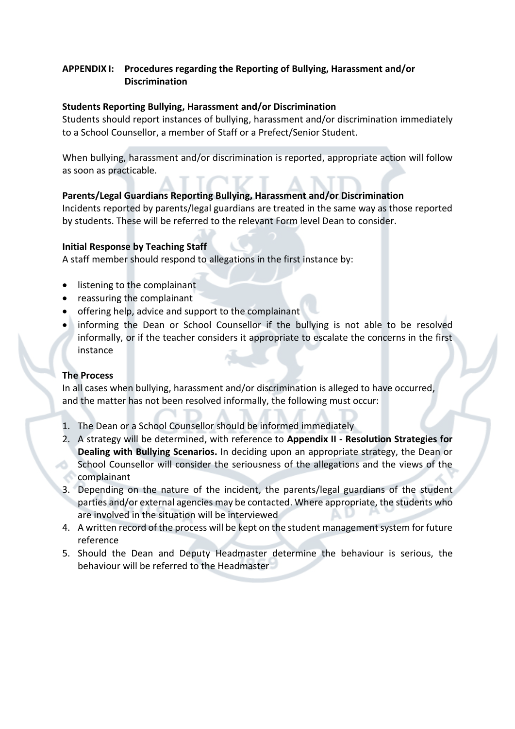## APPENDIX I: Procedures regarding the Reporting of Bullying, Harassment and/or Discrimination

**Students Reporting Bullying, Harassment and/or Discrimination**

Students should report instances of bullying, harassment and/or discrimination immediately to a School Counsellor, a member of Staff or a Prefect/Senior Student.

When bullying, harassment and/or discrimination is reported, appropriate action will follow as soon as practicable.

**Parents/Legal Guardians Reporting Bullying, Harassment and/or Discrimination**

Incidents reported by parents/legal guardians are treated in the same way as those reported by students. These will be referred to the relevant Form level Dean to consider.

**Initial Response by Teaching Staff**

A staff member should respond to allegations in the first instance by:

- listening to the complainant
- reassuring the complainant
- offering help, advice and support to the complainant
- informing the Dean or School Counsellor if the bullying is not able to be resolved informally, or if the teacher considers it appropriate to escalate the concerns in the first instance

**The Process**

In all cases when bullying, harassment and/or discrimination is alleged to have occurred, and the matter has not been resolved informally, the following must occur:

1. The Dean or a School Counsellor should be informed immediately
2. A strategy will be determined, with reference to **Appendix II - Resolution Strategies for Dealing with Bullying Scenarios.** In deciding upon an appropriate strategy, the Dean or School Counsellor will consider the seriousness of the allegations and the views of the complainant
3. Depending on the nature of the incident, the parents/legal guardians of the student parties and/or external agencies may be contacted. Where appropriate, the students who are involved in the situation will be interviewed
4. A written record of the process will be kept on the student management system for future reference
5. Should the Dean and Deputy Headmaster determine the behaviour is serious, the behaviour will be referred to the Headmaster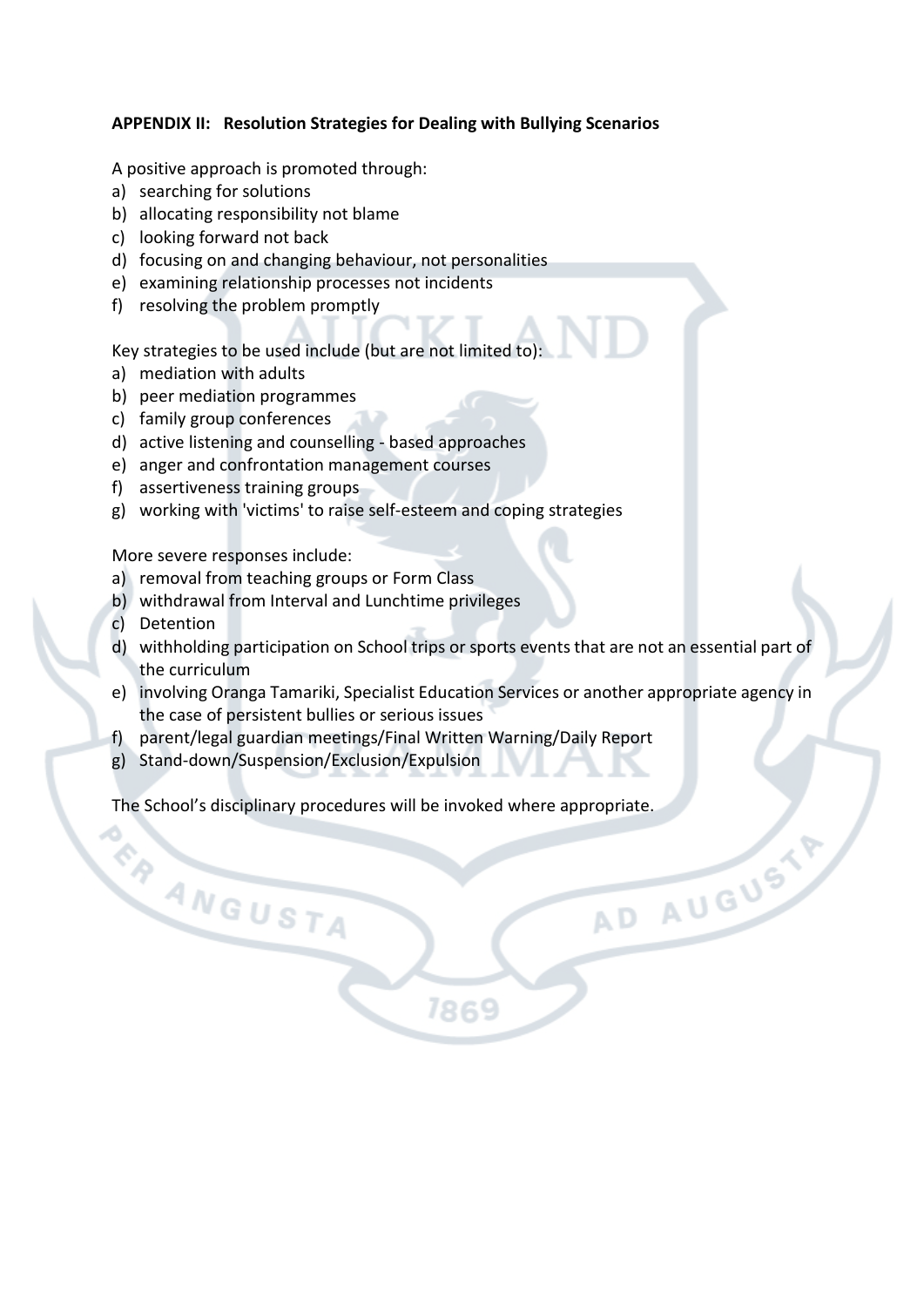**APPENDIX II: Resolution Strategies for Dealing with Bullying Scenarios**

A positive approach is promoted through:

a) searching for solutions
b) allocating responsibility not blame
c) looking forward not back
d) focusing on and changing behaviour, not personalities
e) examining relationship processes not incidents
f) resolving the problem promptly

Key strategies to be used include (but are not limited to):

a) mediation with adults
b) peer mediation programmes
c) family group conferences
d) active listening and counselling - based approaches
e) anger and confrontation management courses
f) assertiveness training groups
g) working with 'victims' to raise self-esteem and coping strategies

More severe responses include:

a) removal from teaching groups or Form Class
b) withdrawal from Interval and Lunchtime privileges
c) Detention
d) withholding participation on School trips or sports events that are not an essential part of the curriculum
e) involving Oranga Tamariki, Specialist Education Services or another appropriate agency in the case of persistent bullies or serious issues
f) parent/legal guardian meetings/Final Written Warning/Daily Report
g) Stand-down/Suspension/Exclusion/Expulsion

The School's disciplinary procedures will be invoked where appropriate.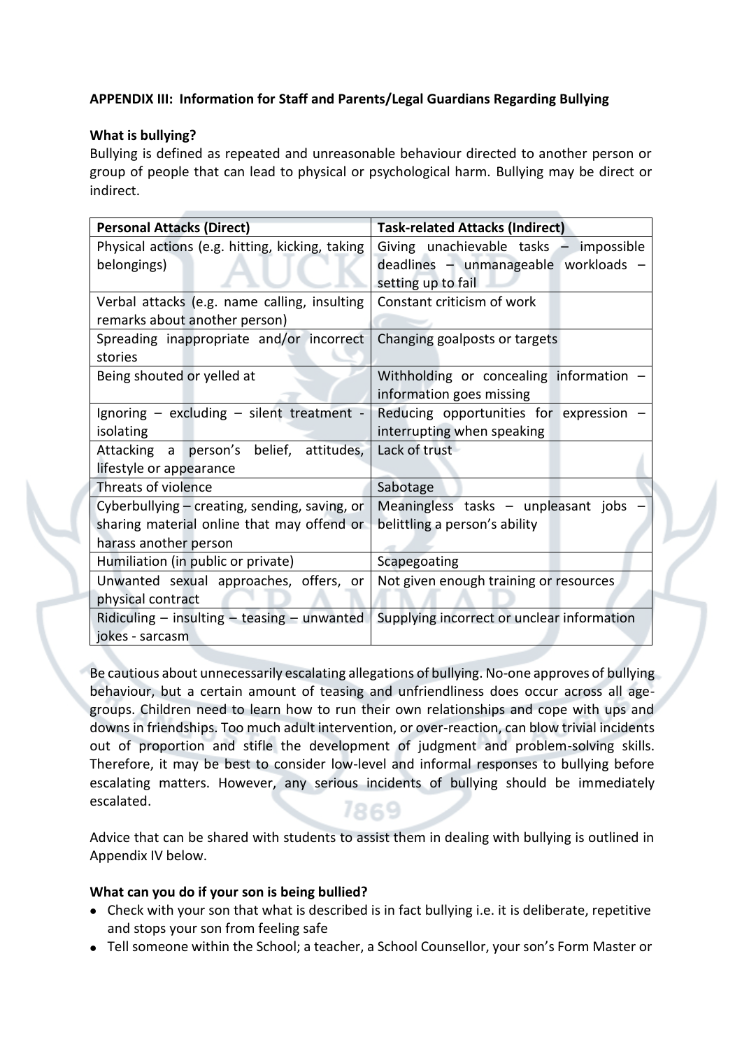**APPENDIX III: Information for Staff and Parents/Legal Guardians Regarding Bullying**

**What is bullying?**

Bullying is defined as repeated and unreasonable behaviour directed to another person or group of people that can lead to physical or psychological harm. Bullying may be direct or indirect.

| Personal Attacks (Direct) | Task-related Attacks (Indirect) |
|---|---|
| Physical actions (e.g. hitting, kicking, taking belongings) | Giving unachievable tasks – impossible deadlines – unmanageable workloads – setting up to fail |
| Verbal attacks (e.g. name calling, insulting remarks about another person) | Constant criticism of work |
| Spreading inappropriate and/or incorrect stories | Changing goalposts or targets |
| Being shouted or yelled at | Withholding or concealing information – information goes missing |
| Ignoring – excluding – silent treatment - isolating | Reducing opportunities for expression – interrupting when speaking |
| Attacking a person's belief, attitudes, lifestyle or appearance | Lack of trust |
| Threats of violence | Sabotage |
| Cyberbullying – creating, sending, saving, or sharing material online that may offend or harass another person | Meaningless tasks – unpleasant jobs – belittling a person's ability |
| Humiliation (in public or private) | Scapegoating |
| Unwanted sexual approaches, offers, or physical contract | Not given enough training or resources |
| Ridiculing – insulting – teasing – unwanted jokes - sarcasm | Supplying incorrect or unclear information |

Be cautious about unnecessarily escalating allegations of bullying. No-one approves of bullying behaviour, but a certain amount of teasing and unfriendliness does occur across all age-groups. Children need to learn how to run their own relationships and cope with ups and downs in friendships. Too much adult intervention, or over-reaction, can blow trivial incidents out of proportion and stifle the development of judgment and problem-solving skills. Therefore, it may be best to consider low-level and informal responses to bullying before escalating matters. However, any serious incidents of bullying should be immediately escalated.

Advice that can be shared with students to assist them in dealing with bullying is outlined in Appendix IV below.

**What can you do if your son is being bullied?**

- Check with your son that what is described is in fact bullying i.e. it is deliberate, repetitive and stops your son from feeling safe
- Tell someone within the School; a teacher, a School Counsellor, your son's Form Master or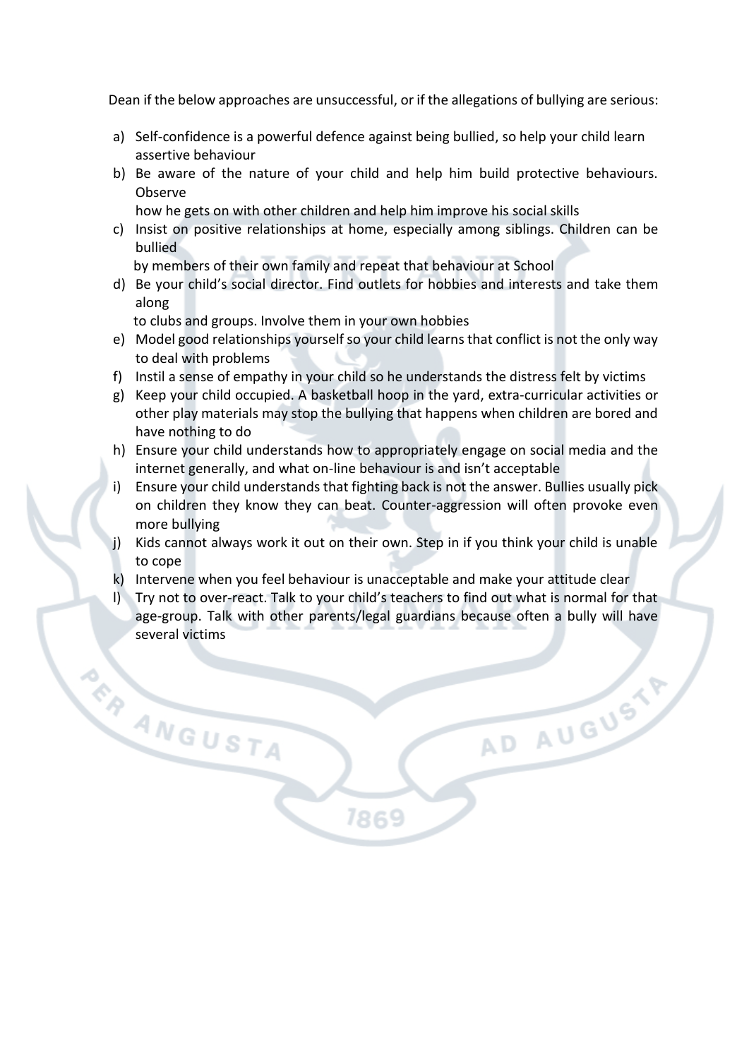Dean if the below approaches are unsuccessful, or if the allegations of bullying are serious:

a) Self-confidence is a powerful defence against being bullied, so help your child learn assertive behaviour
b) Be aware of the nature of your child and help him build protective behaviours. Observe how he gets on with other children and help him improve his social skills
c) Insist on positive relationships at home, especially among siblings. Children can be bullied by members of their own family and repeat that behaviour at School
d) Be your child's social director. Find outlets for hobbies and interests and take them along to clubs and groups. Involve them in your own hobbies
e) Model good relationships yourself so your child learns that conflict is not the only way to deal with problems
f) Instil a sense of empathy in your child so he understands the distress felt by victims
g) Keep your child occupied. A basketball hoop in the yard, extra-curricular activities or other play materials may stop the bullying that happens when children are bored and have nothing to do
h) Ensure your child understands how to appropriately engage on social media and the internet generally, and what on-line behaviour is and isn't acceptable
i) Ensure your child understands that fighting back is not the answer. Bullies usually pick on children they know they can beat. Counter-aggression will often provoke even more bullying
j) Kids cannot always work it out on their own. Step in if you think your child is unable to cope
k) Intervene when you feel behaviour is unacceptable and make your attitude clear
l) Try not to over-react. Talk to your child's teachers to find out what is normal for that age-group. Talk with other parents/legal guardians because often a bully will have several victims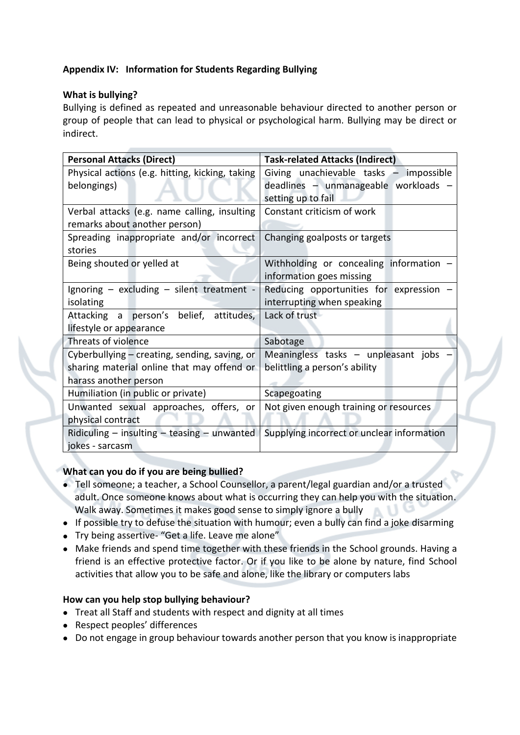**Appendix IV: Information for Students Regarding Bullying**

**What is bullying?**

Bullying is defined as repeated and unreasonable behaviour directed to another person or group of people that can lead to physical or psychological harm. Bullying may be direct or indirect.

| Personal Attacks (Direct) | Task-related Attacks (Indirect) |
|---|---|
| Physical actions (e.g. hitting, kicking, taking belongings) | Giving unachievable tasks – impossible deadlines – unmanageable workloads – setting up to fail |
| Verbal attacks (e.g. name calling, insulting remarks about another person) | Constant criticism of work |
| Spreading inappropriate and/or incorrect stories | Changing goalposts or targets |
| Being shouted or yelled at | Withholding or concealing information – information goes missing |
| Ignoring – excluding – silent treatment - isolating | Reducing opportunities for expression – interrupting when speaking |
| Attacking a person's belief, attitudes, lifestyle or appearance | Lack of trust |
| Threats of violence | Sabotage |
| Cyberbullying – creating, sending, saving, or sharing material online that may offend or harass another person | Meaningless tasks – unpleasant jobs – belittling a person's ability |
| Humiliation (in public or private) | Scapegoating |
| Unwanted sexual approaches, offers, or physical contract | Not given enough training or resources |
| Ridiculing – insulting – teasing – unwanted jokes - sarcasm | Supplying incorrect or unclear information |

**What can you do if you are being bullied?**

- Tell someone; a teacher, a School Counsellor, a parent/legal guardian and/or a trusted adult. Once someone knows about what is occurring they can help you with the situation. Walk away. Sometimes it makes good sense to simply ignore a bully
- If possible try to defuse the situation with humour; even a bully can find a joke disarming
- Try being assertive- "Get a life. Leave me alone"
- Make friends and spend time together with these friends in the School grounds. Having a friend is an effective protective factor. Or if you like to be alone by nature, find School activities that allow you to be safe and alone, like the library or computers labs

**How can you help stop bullying behaviour?**

- Treat all Staff and students with respect and dignity at all times
- Respect peoples' differences
- Do not engage in group behaviour towards another person that you know is inappropriate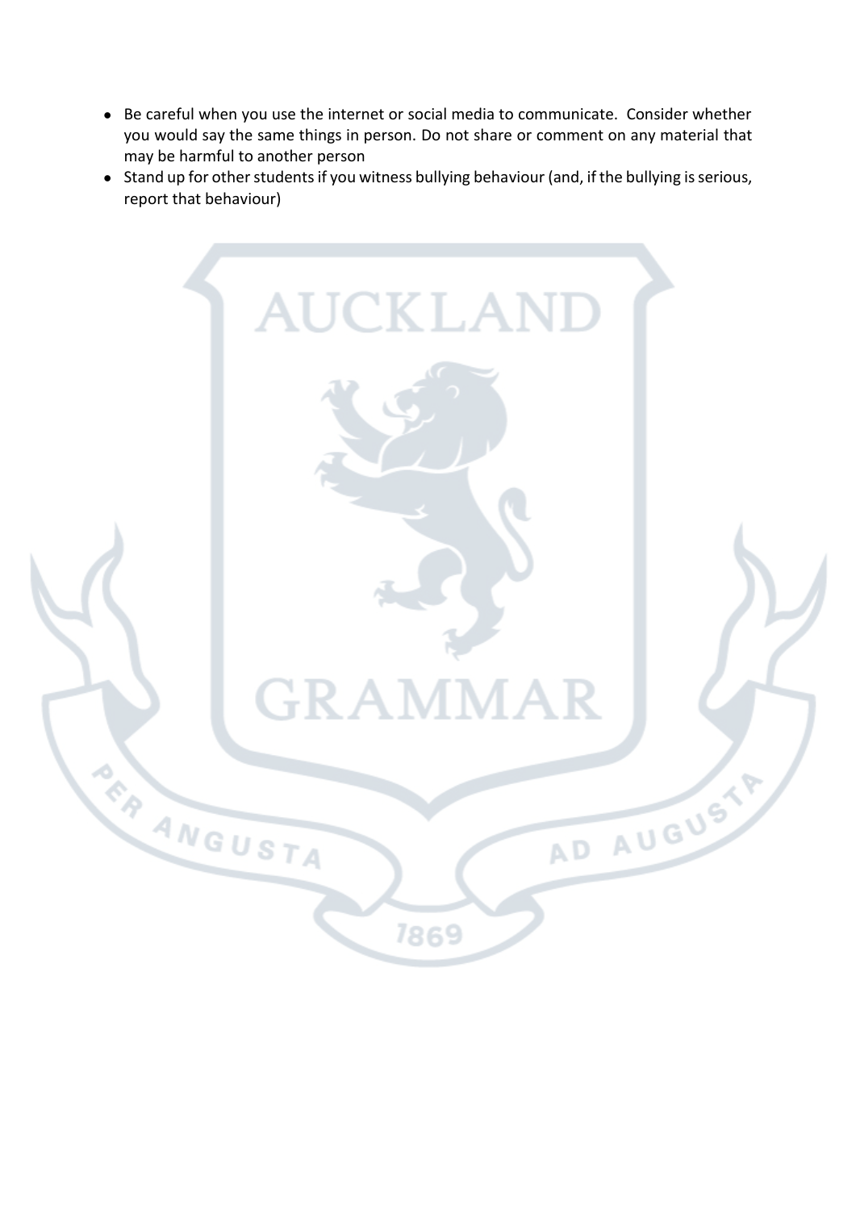- Be careful when you use the internet or social media to communicate. Consider whether you would say the same things in person. Do not share or comment on any material that may be harmful to another person
- Stand up for other students if you witness bullying behaviour (and, if the bullying is serious, report that behaviour)